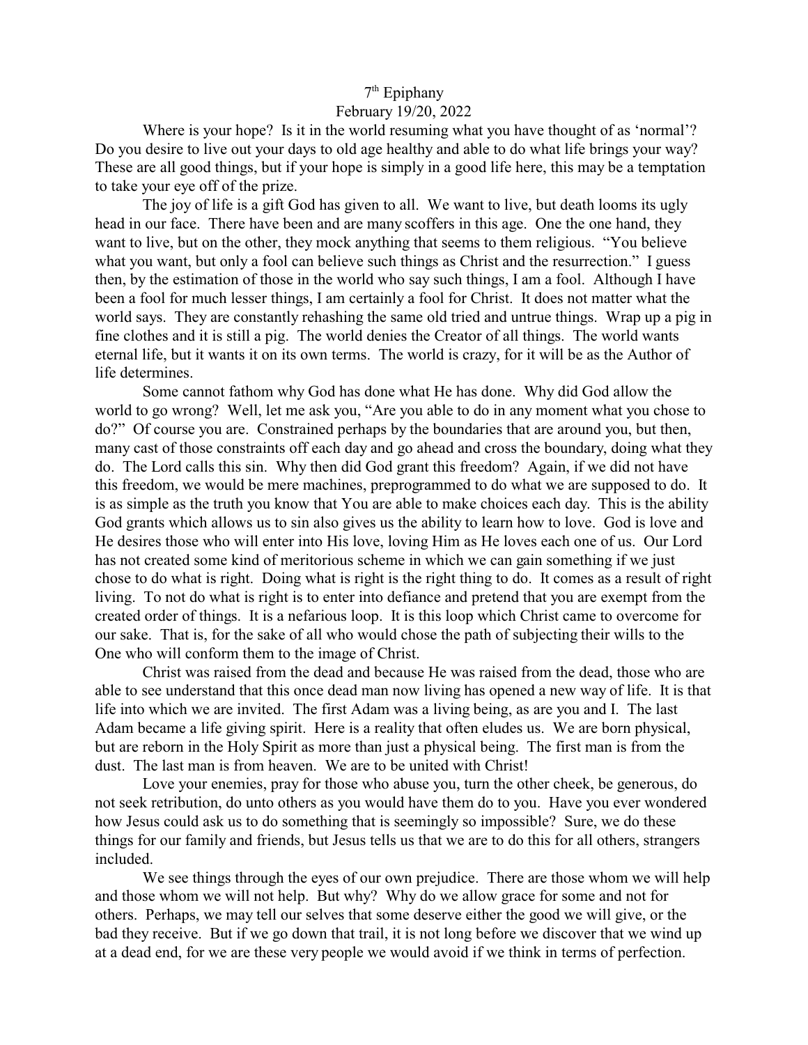7th Epiphany

February 19/20, 2022

Where is your hope? Is it in the world resuming what you have thought of as 'normal'? Do you desire to live out your days to old age healthy and able to do what life brings your way? These are all good things, but if your hope is simply in a good life here, this may be a temptation to take your eye off of the prize.

The joy of life is a gift God has given to all. We want to live, but death looms its ugly head in our face. There have been and are many scoffers in this age. One the one hand, they want to live, but on the other, they mock anything that seems to them religious. "You believe what you want, but only a fool can believe such things as Christ and the resurrection." I guess then, by the estimation of those in the world who say such things, I am a fool. Although I have been a fool for much lesser things, I am certainly a fool for Christ. It does not matter what the world says. They are constantly rehashing the same old tried and untrue things. Wrap up a pig in fine clothes and it is still a pig. The world denies the Creator of all things. The world wants eternal life, but it wants it on its own terms. The world is crazy, for it will be as the Author of life determines.

Some cannot fathom why God has done what He has done. Why did God allow the world to go wrong? Well, let me ask you, "Are you able to do in any moment what you chose to do?" Of course you are. Constrained perhaps by the boundaries that are around you, but then, many cast of those constraints off each day and go ahead and cross the boundary, doing what they do. The Lord calls this sin. Why then did God grant this freedom? Again, if we did not have this freedom, we would be mere machines, preprogrammed to do what we are supposed to do. It is as simple as the truth you know that You are able to make choices each day. This is the ability God grants which allows us to sin also gives us the ability to learn how to love. God is love and He desires those who will enter into His love, loving Him as He loves each one of us. Our Lord has not created some kind of meritorious scheme in which we can gain something if we just chose to do what is right. Doing what is right is the right thing to do. It comes as a result of right living. To not do what is right is to enter into defiance and pretend that you are exempt from the created order of things. It is a nefarious loop. It is this loop which Christ came to overcome for our sake. That is, for the sake of all who would chose the path of subjecting their wills to the One who will conform them to the image of Christ.

Christ was raised from the dead and because He was raised from the dead, those who are able to see understand that this once dead man now living has opened a new way of life. It is that life into which we are invited. The first Adam was a living being, as are you and I. The last Adam became a life giving spirit. Here is a reality that often eludes us. We are born physical, but are reborn in the Holy Spirit as more than just a physical being. The first man is from the dust. The last man is from heaven. We are to be united with Christ!

Love your enemies, pray for those who abuse you, turn the other cheek, be generous, do not seek retribution, do unto others as you would have them do to you. Have you ever wondered how Jesus could ask us to do something that is seemingly so impossible? Sure, we do these things for our family and friends, but Jesus tells us that we are to do this for all others, strangers included.

We see things through the eyes of our own prejudice. There are those whom we will help and those whom we will not help. But why? Why do we allow grace for some and not for others. Perhaps, we may tell our selves that some deserve either the good we will give, or the bad they receive. But if we go down that trail, it is not long before we discover that we wind up at a dead end, for we are these very people we would avoid if we think in terms of perfection.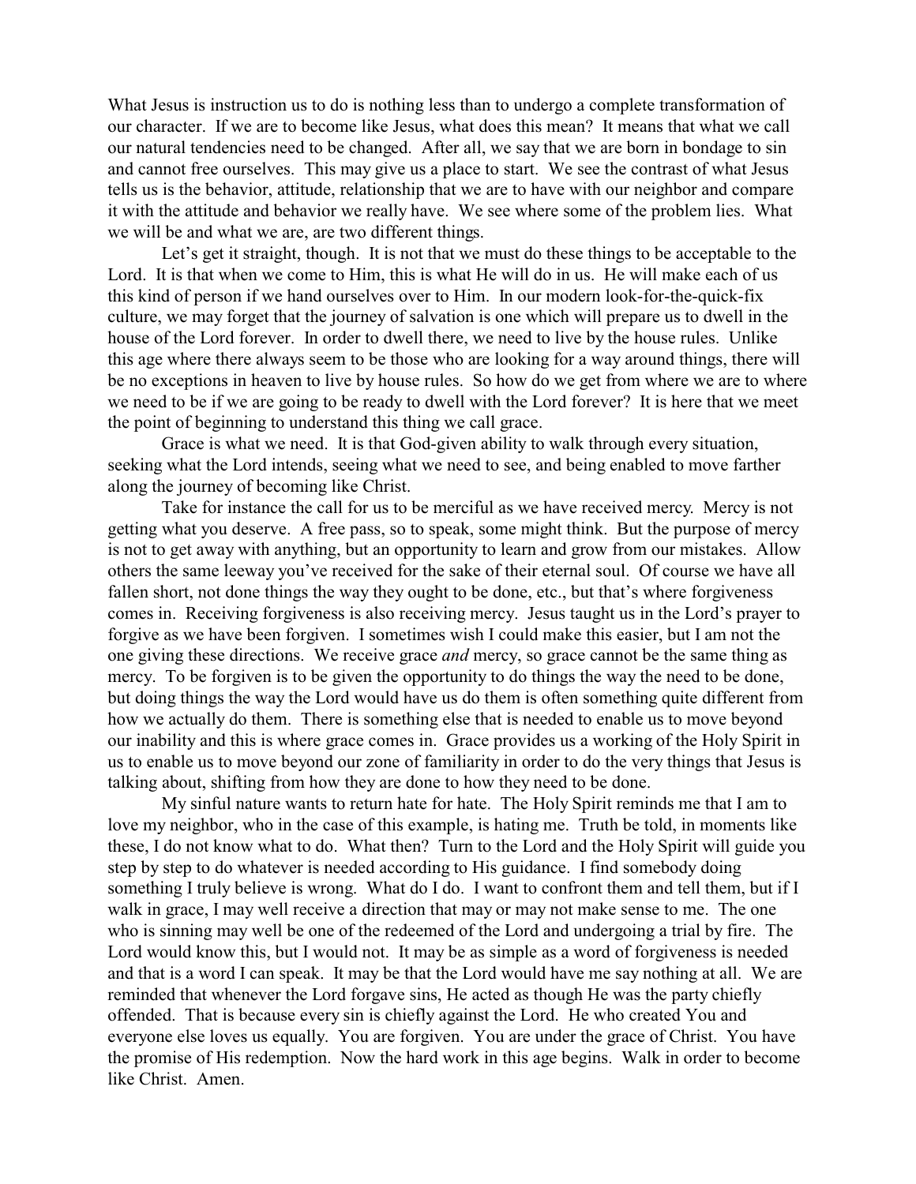What Jesus is instruction us to do is nothing less than to undergo a complete transformation of our character. If we are to become like Jesus, what does this mean? It means that what we call our natural tendencies need to be changed. After all, we say that we are born in bondage to sin and cannot free ourselves. This may give us a place to start. We see the contrast of what Jesus tells us is the behavior, attitude, relationship that we are to have with our neighbor and compare it with the attitude and behavior we really have. We see where some of the problem lies. What we will be and what we are, are two different things.

Let's get it straight, though. It is not that we must do these things to be acceptable to the Lord. It is that when we come to Him, this is what He will do in us. He will make each of us this kind of person if we hand ourselves over to Him. In our modern look-for-the-quick-fix culture, we may forget that the journey of salvation is one which will prepare us to dwell in the house of the Lord forever. In order to dwell there, we need to live by the house rules. Unlike this age where there always seem to be those who are looking for a way around things, there will be no exceptions in heaven to live by house rules. So how do we get from where we are to where we need to be if we are going to be ready to dwell with the Lord forever? It is here that we meet the point of beginning to understand this thing we call grace.

Grace is what we need. It is that God-given ability to walk through every situation, seeking what the Lord intends, seeing what we need to see, and being enabled to move farther along the journey of becoming like Christ.

Take for instance the call for us to be merciful as we have received mercy. Mercy is not getting what you deserve. A free pass, so to speak, some might think. But the purpose of mercy is not to get away with anything, but an opportunity to learn and grow from our mistakes. Allow others the same leeway you've received for the sake of their eternal soul. Of course we have all fallen short, not done things the way they ought to be done, etc., but that's where forgiveness comes in. Receiving forgiveness is also receiving mercy. Jesus taught us in the Lord's prayer to forgive as we have been forgiven. I sometimes wish I could make this easier, but I am not the one giving these directions. We receive grace *and* mercy, so grace cannot be the same thing as mercy. To be forgiven is to be given the opportunity to do things the way the need to be done, but doing things the way the Lord would have us do them is often something quite different from how we actually do them. There is something else that is needed to enable us to move beyond our inability and this is where grace comes in. Grace provides us a working of the Holy Spirit in us to enable us to move beyond our zone of familiarity in order to do the very things that Jesus is talking about, shifting from how they are done to how they need to be done.

My sinful nature wants to return hate for hate. The Holy Spirit reminds me that I am to love my neighbor, who in the case of this example, is hating me. Truth be told, in moments like these, I do not know what to do. What then? Turn to the Lord and the Holy Spirit will guide you step by step to do whatever is needed according to His guidance. I find somebody doing something I truly believe is wrong. What do I do. I want to confront them and tell them, but if I walk in grace, I may well receive a direction that may or may not make sense to me. The one who is sinning may well be one of the redeemed of the Lord and undergoing a trial by fire. The Lord would know this, but I would not. It may be as simple as a word of forgiveness is needed and that is a word I can speak. It may be that the Lord would have me say nothing at all. We are reminded that whenever the Lord forgave sins, He acted as though He was the party chiefly offended. That is because every sin is chiefly against the Lord. He who created You and everyone else loves us equally. You are forgiven. You are under the grace of Christ. You have the promise of His redemption. Now the hard work in this age begins. Walk in order to become like Christ. Amen.